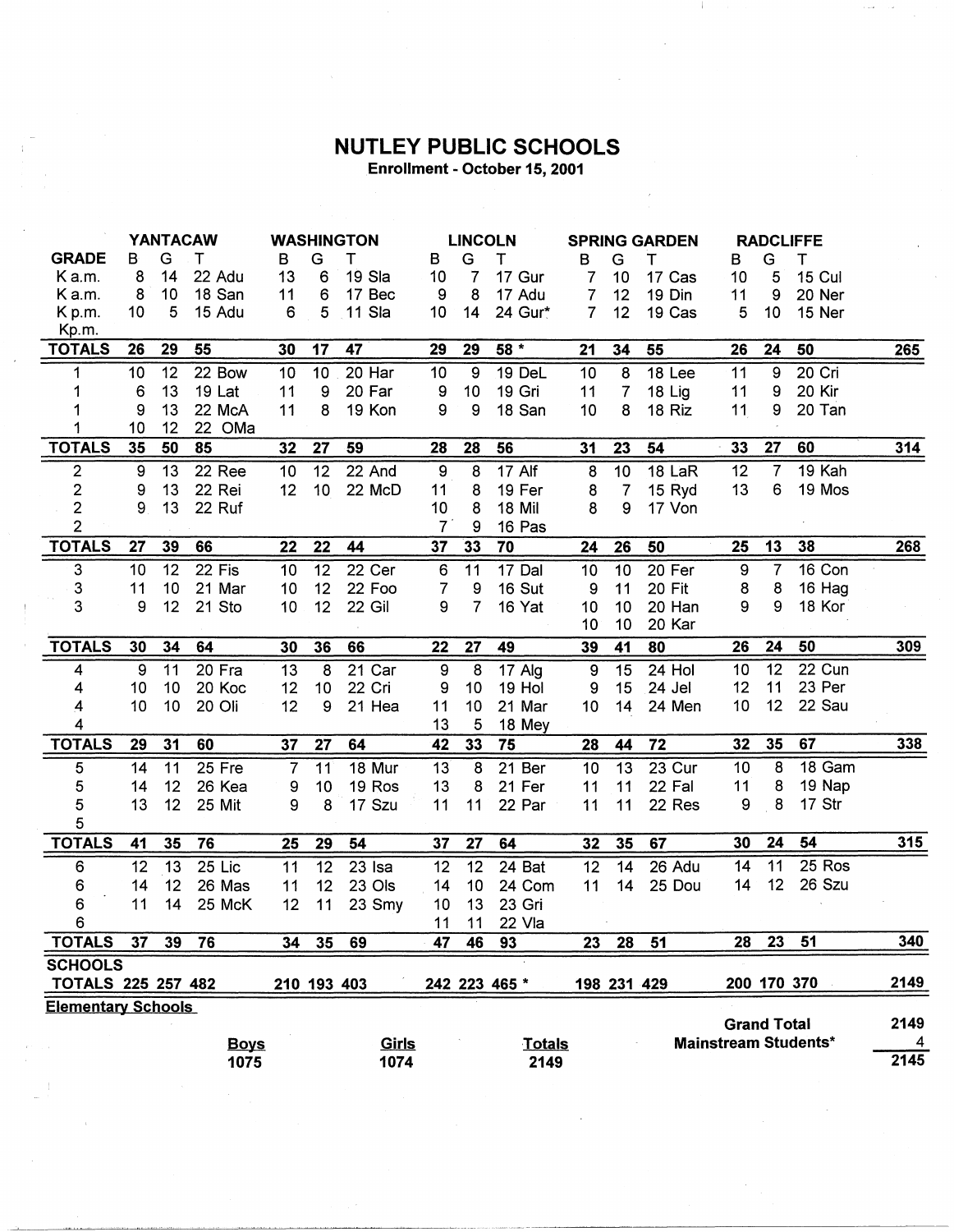# NUTLEY PUBLIC SCHOOLS

**Enrollment - October 15, 2001**

| | YANTACAW | | | WASHINGTON | | | LINCOLN | | | SPRING GARDEN | | | RADCLIFFE | | | |
|---|---|---|---|---|---|---|---|---|---|---|---|---|---|---|---|---|
| **GRADE** | B | G | T | B | G | T | B | G | T | B | G | T | B | G | T | |
| K a.m. | 8 | 14 | 22 Adu | 13 | 6 | 19 Sla | 10 | 7 | 17 Gur | 7 | 10 | 17 Cas | 10 | 5 | 15 Cul | |
| K a.m. | 8 | 10 | 18 San | 11 | 6 | 17 Bec | 9 | 8 | 17 Adu | 7 | 12 | 19 Din | 11 | 9 | 20 Ner | |
| K p.m. | 10 | 5 | 15 Adu | 6 | 5 | 11 Sla | 10 | 14 | 24 Gur* | 7 | 12 | 19 Cas | 5 | 10 | 15 Ner | |
| Kp.m. | | | | | | | | | | | | | | | | |
| **TOTALS** | **26** | **29** | **55** | **30** | **17** | **47** | **29** | **29** | **58 *** | **21** | **34** | **55** | **26** | **24** | **50** | **265** |
| 1 | 10 | 12 | 22 Bow | 10 | 10 | 20 Har | 10 | 9 | 19 DeL | 10 | 8 | 18 Lee | 11 | 9 | 20 Cri | |
| 1 | 6 | 13 | 19 Lat | 11 | 9 | 20 Far | 9 | 10 | 19 Gri | 11 | 7 | 18 Lig | 11 | 9 | 20 Kir | |
| 1 | 9 | 13 | 22 McA | 11 | 8 | 19 Kon | 9 | 9 | 18 San | 10 | 8 | 18 Riz | 11 | 9 | 20 Tan | |
| 1 | 10 | 12 | 22 OMa | | | | | | | | | | | | | |
| **TOTALS** | **35** | **50** | **85** | **32** | **27** | **59** | **28** | **28** | **56** | **31** | **23** | **54** | **33** | **27** | **60** | **314** |
| 2 | 9 | 13 | 22 Ree | 10 | 12 | 22 And | 9 | 8 | 17 Alf | 8 | 10 | 18 LaR | 12 | 7 | 19 Kah | |
| 2 | 9 | 13 | 22 Rei | 12 | 10 | 22 McD | 11 | 8 | 19 Fer | 8 | 7 | 15 Ryd | 13 | 6 | 19 Mos | |
| 2 | 9 | 13 | 22 Ruf | | | | 10 | 8 | 18 Mil | 8 | 9 | 17 Von | | | | |
| 2 | | | | | | | 7 | 9 | 16 Pas | | | | | | | |
| **TOTALS** | **27** | **39** | **66** | **22** | **22** | **44** | **37** | **33** | **70** | **24** | **26** | **50** | **25** | **13** | **38** | **268** |
| 3 | 10 | 12 | 22 Fis | 10 | 12 | 22 Cer | 6 | 11 | 17 Dal | 10 | 10 | 20 Fer | 9 | 7 | 16 Con | |
| 3 | 11 | 10 | 21 Mar | 10 | 12 | 22 Foo | 7 | 9 | 16 Sut | 9 | 11 | 20 Fit | 8 | 8 | 16 Hag | |
| 3 | 9 | 12 | 21 Sto | 10 | 12 | 22 Gil | 9 | 7 | 16 Yat | 10 | 10 | 20 Han | 9 | 9 | 18 Kor | |
| | | | | | | | | | | 10 | 10 | 20 Kar | | | | |
| **TOTALS** | **30** | **34** | **64** | **30** | **36** | **66** | **22** | **27** | **49** | **39** | **41** | **80** | **26** | **24** | **50** | **309** |
| 4 | 9 | 11 | 20 Fra | 13 | 8 | 21 Car | 9 | 8 | 17 Alg | 9 | 15 | 24 Hol | 10 | 12 | 22 Cun | |
| 4 | 10 | 10 | 20 Koc | 12 | 10 | 22 Cri | 9 | 10 | 19 Hol | 9 | 15 | 24 Jel | 12 | 11 | 23 Per | |
| 4 | 10 | 10 | 20 Oli | 12 | 9 | 21 Hea | 11 | 10 | 21 Mar | 10 | 14 | 24 Men | 10 | 12 | 22 Sau | |
| 4 | | | | | | | 13 | 5 | 18 Mey | | | | | | | |
| **TOTALS** | **29** | **31** | **60** | **37** | **27** | **64** | **42** | **33** | **75** | **28** | **44** | **72** | **32** | **35** | **67** | **338** |
| 5 | 14 | 11 | 25 Fre | 7 | 11 | 18 Mur | 13 | 8 | 21 Ber | 10 | 13 | 23 Cur | 10 | 8 | 18 Gam | |
| 5 | 14 | 12 | 26 Kea | 9 | 10 | 19 Ros | 13 | 8 | 21 Fer | 11 | 11 | 22 Fal | 11 | 8 | 19 Nap | |
| 5 | 13 | 12 | 25 Mit | 9 | 8 | 17 Szu | 11 | 11 | 22 Par | 11 | 11 | 22 Res | 9 | 8 | 17 Str | |
| 5 | | | | | | | | | | | | | | | | |
| **TOTALS** | **41** | **35** | **76** | **25** | **29** | **54** | **37** | **27** | **64** | **32** | **35** | **67** | **30** | **24** | **54** | **315** |
| 6 | 12 | 13 | 25 Lic | 11 | 12 | 23 Isa | 12 | 12 | 24 Bat | 12 | 14 | 26 Adu | 14 | 11 | 25 Ros | |
| 6 | 14 | 12 | 26 Mas | 11 | 12 | 23 Ols | 14 | 10 | 24 Com | 11 | 14 | 25 Dou | 14 | 12 | 26 Szu | |
| 6 | 11 | 14 | 25 McK | 12 | 11 | 23 Smy | 10 | 13 | 23 Gri | | | | | | | |
| 6 | | | | | | | 11 | 11 | 22 Vla | | | | | | | |
| **TOTALS** | **37** | **39** | **76** | **34** | **35** | **69** | **47** | **46** | **93** | **23** | **28** | **51** | **28** | **23** | **51** | **340** |
| **SCHOOLS TOTALS** | **225** | **257** | **482** | **210** | **193** | **403** | **242** | **223** | **465 *** | **198** | **231** | **429** | **200** | **170** | **370** | **2149** |

**Elementary Schools**

| Boys | Girls | Totals |
|---|---|---|
| 1075 | 1074 | 2149 |

| | |
|---|---|
| **Grand Total** | 2149 |
| **Mainstream Students*** | 4 |
| | 2145 |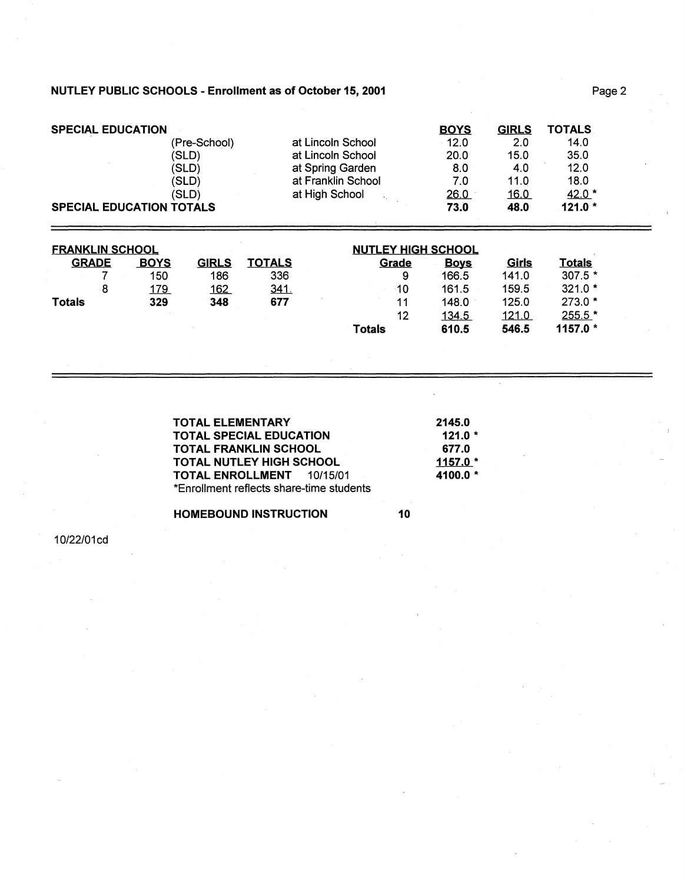## NUTLEY PUBLIC SCHOOLS - Enrollment as of October 15, 2001

| SPECIAL EDUCATION | | | BOYS | GIRLS | TOTALS |
|---|---|---|---|---|---|
| | (Pre-School) | at Lincoln School | 12.0 | 2.0 | 14.0 |
| | (SLD) | at Lincoln School | 20.0 | 15.0 | 35.0 |
| | (SLD) | at Spring Garden | 8.0 | 4.0 | 12.0 |
| | (SLD) | at Franklin School | 7.0 | 11.0 | 18.0 |
| | (SLD) | at High School | 26.0 | 16.0 | 42.0 * |
| **SPECIAL EDUCATION TOTALS** | | | **73.0** | **48.0** | **121.0 *** |

**FRANKLIN SCHOOL**

| GRADE | BOYS | GIRLS | TOTALS |
|---|---|---|---|
| 7 | 150 | 186 | 336 |
| 8 | 179 | 162 | 341 |
| **Totals** | **329** | **348** | **677** |

**NUTLEY HIGH SCHOOL**

| Grade | Boys | Girls | Totals |
|---|---|---|---|
| 9 | 166.5 | 141.0 | 307.5 * |
| 10 | 161.5 | 159.5 | 321.0 * |
| 11 | 148.0 | 125.0 | 273.0 * |
| 12 | 134.5 | 121.0 | 255.5 * |
| **Totals** | **610.5** | **546.5** | **1157.0 *** |

| | |
|---|---|
| **TOTAL ELEMENTARY** | **2145.0** |
| **TOTAL SPECIAL EDUCATION** | **121.0 *** |
| **TOTAL FRANKLIN SCHOOL** | **677.0** |
| **TOTAL NUTLEY HIGH SCHOOL** | **1157.0 *** |
| **TOTAL ENROLLMENT** 10/15/01 | **4100.0 *** |

*Enrollment reflects share-time students

**HOMEBOUND INSTRUCTION** **10**

10/22/01cd